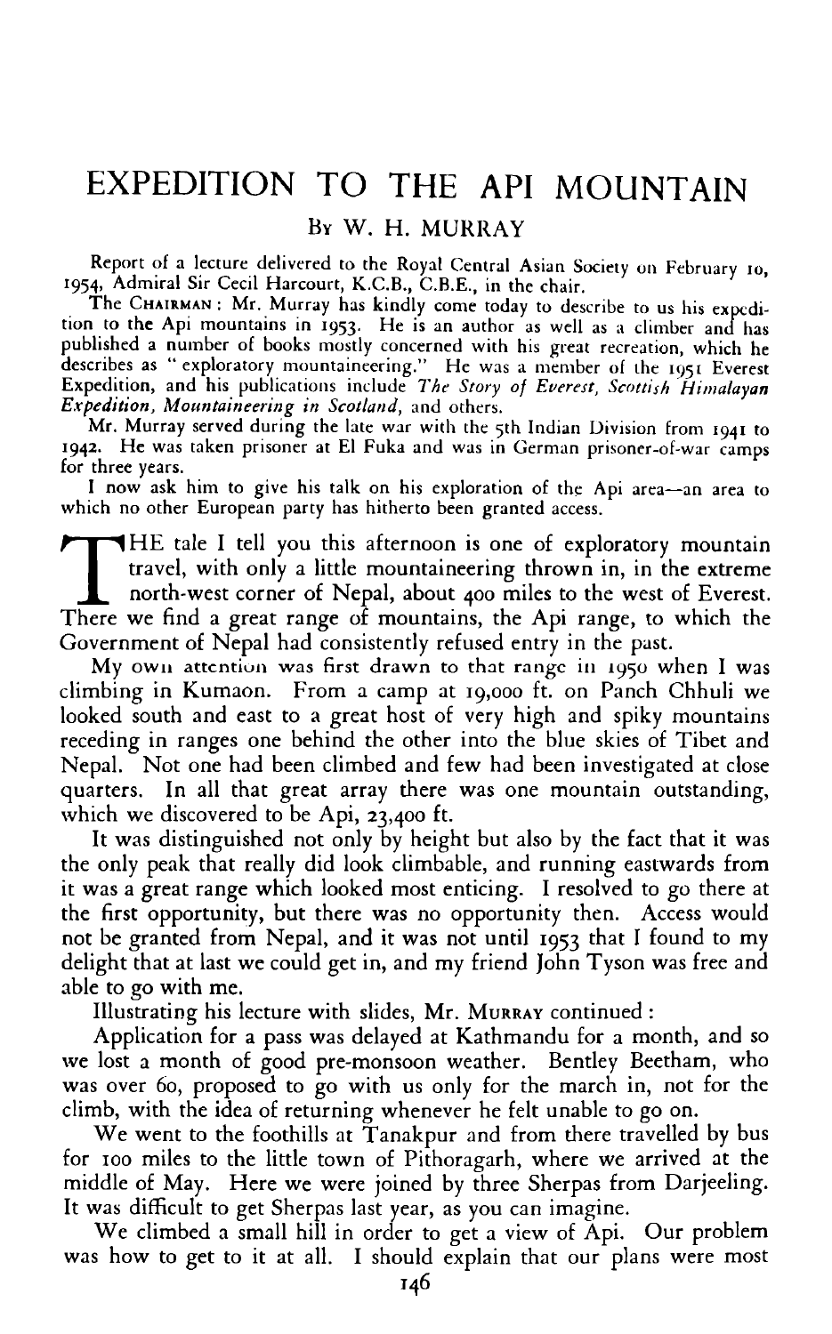# EXPEDITION TO THE API MOUNTAIN

By W. H. MURRAY

Report of a lecture delivered to the Royal Central Asian Society on February 10, 1954, Admiral Sir Cecil Harcourt, K.C.B., C.B.E., in the chair.

The CHAIRMAN: Mr. Murray has kindly come today to describe to us his expedition to the Api mountains in 1953. He is an author as well as a climber and has published a number of books mostly concerned with his great recreation, which he describes as "exploratory mountaineering." He was a member of the 1951 Everest Expedition, and his publications include *The Story of Everest*, *Scottish Himalayan Expedition*, *Mountaineering in Scotland*, and others.

Mr. Murray served during the late war with the 5th Indian Division from 1941 to 1942. He was taken prisoner at El Fuka and was in German prisoner-of-war camps for three years.

I now ask him to give his talk on his exploration of the Api area—an area to which no other European party has hitherto been granted access.

THE tale I tell you this afternoon is one of exploratory mountain travel, with only a little mountaineering thrown in, in the extreme north-west corner of Nepal, about 400 miles to the west of Everest. There we find a great range of mountains, the Api range, to which the Government of Nepal had consistently refused entry in the past.

My own attention was first drawn to that range in 1950 when I was climbing in Kumaon. From a camp at 19,000 ft. on Panch Chhuli we looked south and east to a great host of very high and spiky mountains receding in ranges one behind the other into the blue skies of Tibet and Nepal. Not one had been climbed and few had been investigated at close quarters. In all that great array there was one mountain outstanding, which we discovered to be Api, 23,400 ft.

It was distinguished not only by height but also by the fact that it was the only peak that really did look climbable, and running eastwards from it was a great range which looked most enticing. I resolved to go there at the first opportunity, but there was no opportunity then. Access would not be granted from Nepal, and it was not until 1953 that I found to my delight that at last we could get in, and my friend John Tyson was free and able to go with me.

Illustrating his lecture with slides, Mr. MURRAY continued:

Application for a pass was delayed at Kathmandu for a month, and so we lost a month of good pre-monsoon weather. Bentley Beetham, who was over 60, proposed to go with us only for the march in, not for the climb, with the idea of returning whenever he felt unable to go on.

We went to the foothills at Tanakpur and from there travelled by bus for 100 miles to the little town of Pithoragarh, where we arrived at the middle of May. Here we were joined by three Sherpas from Darjeeling. It was difficult to get Sherpas last year, as you can imagine.

We climbed a small hill in order to get a view of Api. Our problem was how to get to it at all. I should explain that our plans were most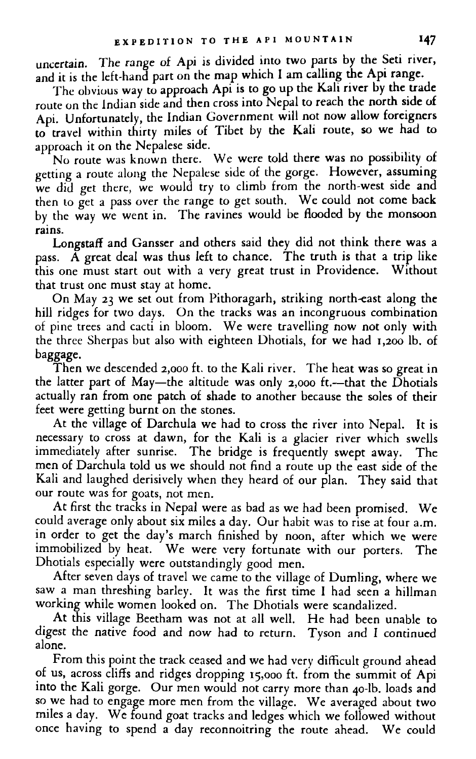uncertain. The range of Api is divided into two parts by the Seti river, and it is the left-hand part on the map which I am calling the Api range.

The obvious way to approach Api is to go up the Kali river by the trade route on the Indian side and then cross into Nepal to reach the north side of Api. Unfortunately, the Indian Government will not now allow foreigners to travel within thirty miles of Tibet by the Kali route, so we had to approach it on the Nepalese side.

No route was known there. We were told there was no possibility of getting a route along the Nepalese side of the gorge. However, assuming we did get there, we would try to climb from the north-west side and then to get a pass over the range to get south. We could not come back by the way we went in. The ravines would be flooded by the monsoon rains.

Longstaff and Gansser and others said they did not think there was a pass. A great deal was thus left to chance. The truth is that a trip like this one must start out with a very great trust in Providence. Without that trust one must stay at home.

On May 23 we set out from Pithoragarh, striking north-east along the hill ridges for two days. On the tracks was an incongruous combination of pine trees and cacti in bloom. We were travelling now not only with the three Sherpas but also with eighteen Dhotials, for we had 1,200 lb. of baggage.

Then we descended 2,000 ft. to the Kali river. The heat was so great in the latter part of May—the altitude was only 2,000 ft.—that the Dhotials actually ran from one patch of shade to another because the soles of their feet were getting burnt on the stones.

At the village of Darchula we had to cross the river into Nepal. It is necessary to cross at dawn, for the Kali is a glacier river which swells immediately after sunrise. The bridge is frequently swept away. The men of Darchula told us we should not find a route up the east side of the Kali and laughed derisively when they heard of our plan. They said that our route was for goats, not men.

At first the tracks in Nepal were as bad as we had been promised. We could average only about six miles a day. Our habit was to rise at four a.m. in order to get the day's march finished by noon, after which we were immobilized by heat. We were very fortunate with our porters. The Dhotials especially were outstandingly good men.

After seven days of travel we came to the village of Dumling, where we saw a man threshing barley. It was the first time I had seen a hillman working while women looked on. The Dhotials were scandalized.

At this village Beetham was not at all well. He had been unable to digest the native food and now had to return. Tyson and I continued alone.

From this point the track ceased and we had very difficult ground ahead of us, across cliffs and ridges dropping 15,000 ft. from the summit of Api into the Kali gorge. Our men would not carry more than 40-lb. loads and so we had to engage more men from the village. We averaged about two miles a day. We found goat tracks and ledges which we followed without once having to spend a day reconnoitring the route ahead. We could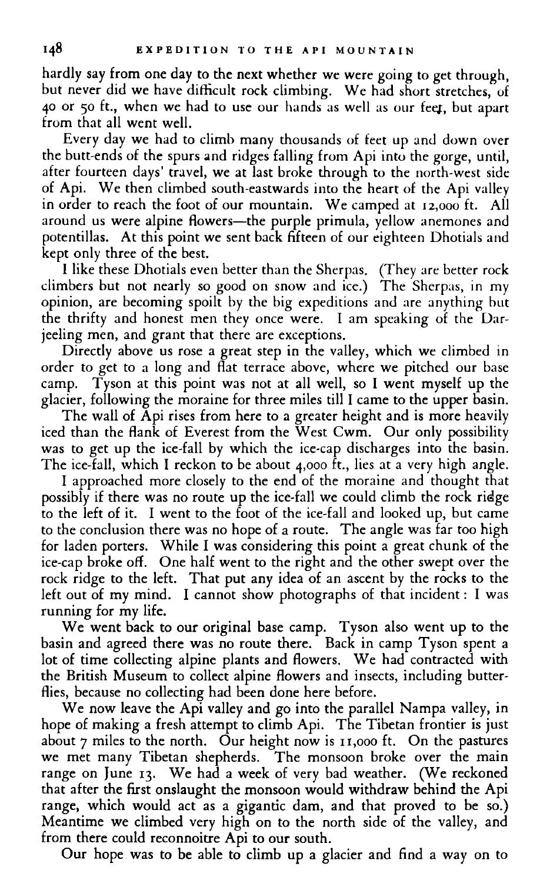hardly say from one day to the next whether we were going to get through, but never did we have difficult rock climbing. We had short stretches, of 40 or 50 ft., when we had to use our hands as well as our feet, but apart from that all went well.

Every day we had to climb many thousands of feet up and down over the butt-ends of the spurs and ridges falling from Api into the gorge, until, after fourteen days' travel, we at last broke through to the north-west side of Api. We then climbed south-eastwards into the heart of the Api valley in order to reach the foot of our mountain. We camped at 12,000 ft. All around us were alpine flowers—the purple primula, yellow anemones and potentillas. At this point we sent back fifteen of our eighteen Dhotials and kept only three of the best.

I like these Dhotials even better than the Sherpas. (They are better rock climbers but not nearly so good on snow and ice.) The Sherpas, in my opinion, are becoming spoilt by the big expeditions and are anything but the thrifty and honest men they once were. I am speaking of the Darjeeling men, and grant that there are exceptions.

Directly above us rose a great step in the valley, which we climbed in order to get to a long and flat terrace above, where we pitched our base camp. Tyson at this point was not at all well, so I went myself up the glacier, following the moraine for three miles till I came to the upper basin.

The wall of Api rises from here to a greater height and is more heavily iced than the flank of Everest from the West Cwm. Our only possibility was to get up the ice-fall by which the ice-cap discharges into the basin. The ice-fall, which I reckon to be about 4,000 ft., lies at a very high angle.

I approached more closely to the end of the moraine and thought that possibly if there was no route up the ice-fall we could climb the rock ridge to the left of it. I went to the foot of the ice-fall and looked up, but came to the conclusion there was no hope of a route. The angle was far too high for laden porters. While I was considering this point a great chunk of the ice-cap broke off. One half went to the right and the other swept over the rock ridge to the left. That put any idea of an ascent by the rocks to the left out of my mind. I cannot show photographs of that incident: I was running for my life.

We went back to our original base camp. Tyson also went up to the basin and agreed there was no route there. Back in camp Tyson spent a lot of time collecting alpine plants and flowers. We had contracted with the British Museum to collect alpine flowers and insects, including butterflies, because no collecting had been done here before.

We now leave the Api valley and go into the parallel Nampa valley, in hope of making a fresh attempt to climb Api. The Tibetan frontier is just about 7 miles to the north. Our height now is 11,000 ft. On the pastures we met many Tibetan shepherds. The monsoon broke over the main range on June 13. We had a week of very bad weather. (We reckoned that after the first onslaught the monsoon would withdraw behind the Api range, which would act as a gigantic dam, and that proved to be so.) Meantime we climbed very high on to the north side of the valley, and from there could reconnoitre Api to our south.

Our hope was to be able to climb up a glacier and find a way on to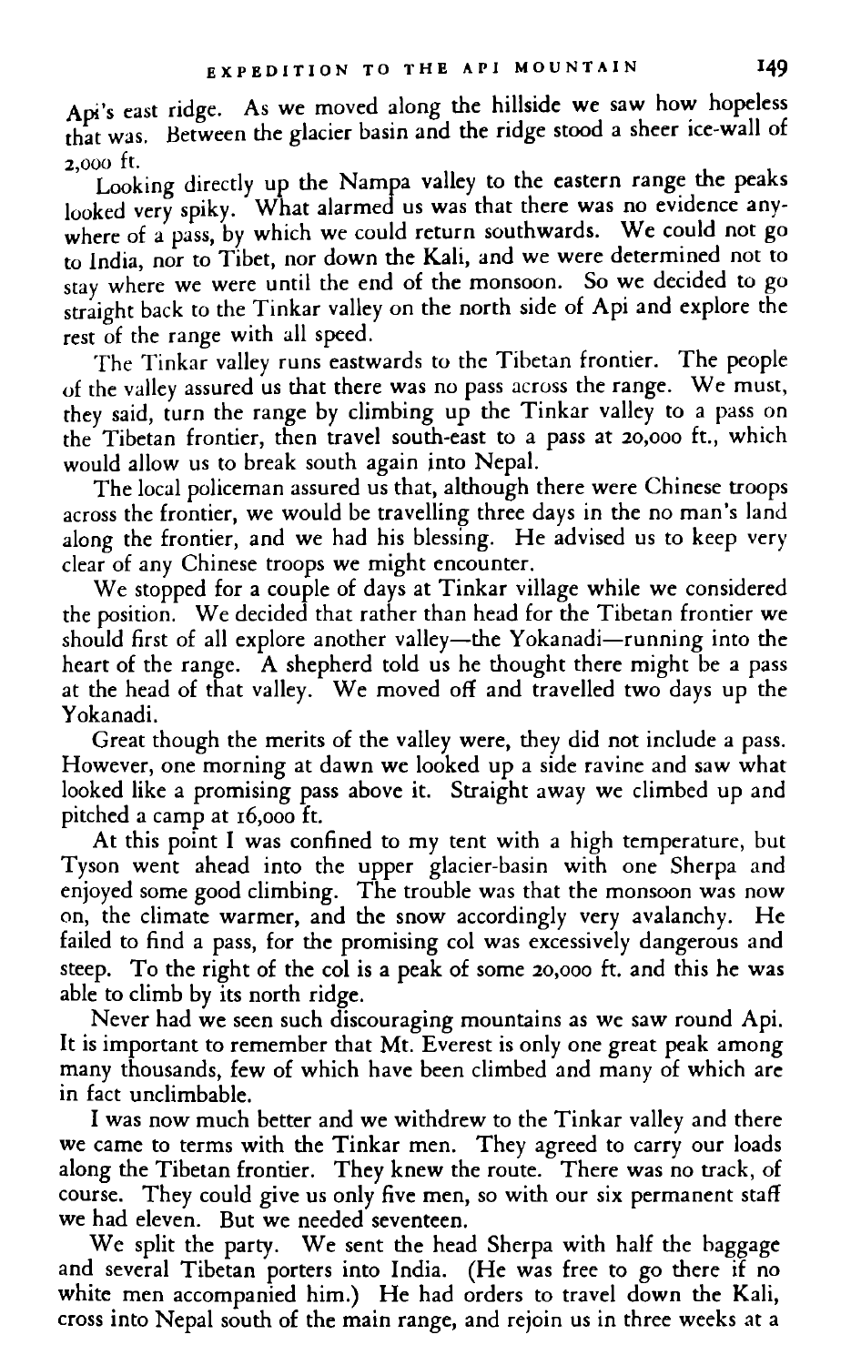Api's east ridge. As we moved along the hillside we saw how hopeless that was. Between the glacier basin and the ridge stood a sheer ice-wall of 2,000 ft.

Looking directly up the Nampa valley to the eastern range the peaks looked very spiky. What alarmed us was that there was no evidence anywhere of a pass, by which we could return southwards. We could not go to India, nor to Tibet, nor down the Kali, and we were determined not to stay where we were until the end of the monsoon. So we decided to go straight back to the Tinkar valley on the north side of Api and explore the rest of the range with all speed.

The Tinkar valley runs eastwards to the Tibetan frontier. The people of the valley assured us that there was no pass across the range. We must, they said, turn the range by climbing up the Tinkar valley to a pass on the Tibetan frontier, then travel south-east to a pass at 20,000 ft., which would allow us to break south again into Nepal.

The local policeman assured us that, although there were Chinese troops across the frontier, we would be travelling three days in the no man's land along the frontier, and we had his blessing. He advised us to keep very clear of any Chinese troops we might encounter.

We stopped for a couple of days at Tinkar village while we considered the position. We decided that rather than head for the Tibetan frontier we should first of all explore another valley—the Yokanadi—running into the heart of the range. A shepherd told us he thought there might be a pass at the head of that valley. We moved off and travelled two days up the Yokanadi.

Great though the merits of the valley were, they did not include a pass. However, one morning at dawn we looked up a side ravine and saw what looked like a promising pass above it. Straight away we climbed up and pitched a camp at 16,000 ft.

At this point I was confined to my tent with a high temperature, but Tyson went ahead into the upper glacier-basin with one Sherpa and enjoyed some good climbing. The trouble was that the monsoon was now on, the climate warmer, and the snow accordingly very avalanchy. He failed to find a pass, for the promising col was excessively dangerous and steep. To the right of the col is a peak of some 20,000 ft. and this he was able to climb by its north ridge.

Never had we seen such discouraging mountains as we saw round Api. It is important to remember that Mt. Everest is only one great peak among many thousands, few of which have been climbed and many of which are in fact unclimbable.

I was now much better and we withdrew to the Tinkar valley and there we came to terms with the Tinkar men. They agreed to carry our loads along the Tibetan frontier. They knew the route. There was no track, of course. They could give us only five men, so with our six permanent staff we had eleven. But we needed seventeen.

We split the party. We sent the head Sherpa with half the baggage and several Tibetan porters into India. (He was free to go there if no white men accompanied him.) He had orders to travel down the Kali, cross into Nepal south of the main range, and rejoin us in three weeks at a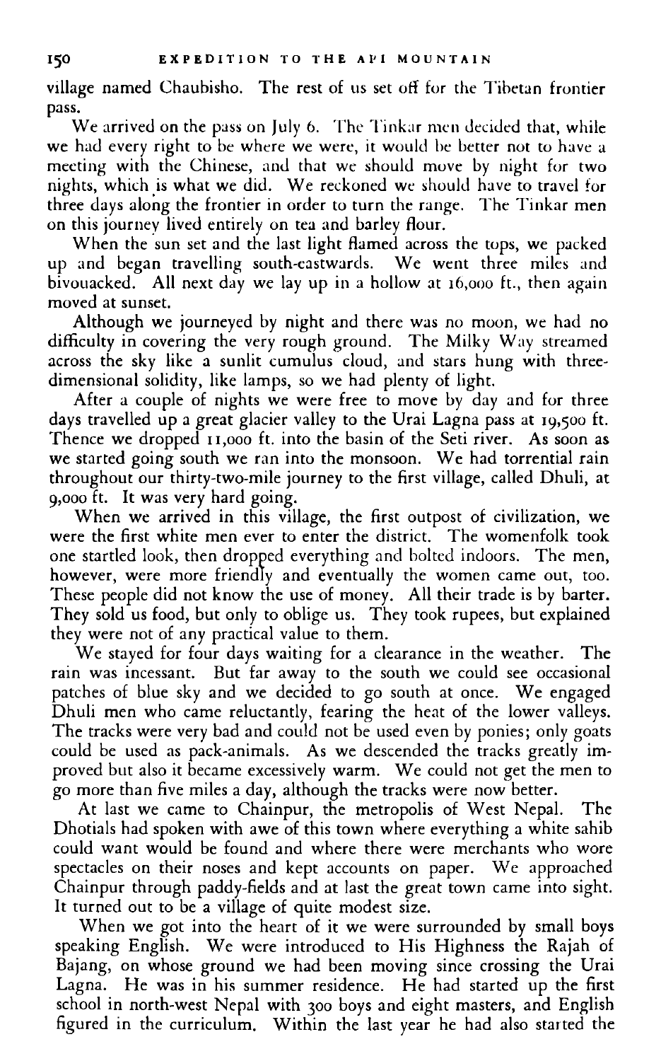village named Chaubisho. The rest of us set off for the Tibetan frontier pass.

We arrived on the pass on July 6. The Tinkar men decided that, while we had every right to be where we were, it would be better not to have a meeting with the Chinese, and that we should move by night for two nights, which is what we did. We reckoned we should have to travel for three days along the frontier in order to turn the range. The Tinkar men on this journey lived entirely on tea and barley flour.

When the sun set and the last light flamed across the tops, we packed up and began travelling south-eastwards. We went three miles and bivouacked. All next day we lay up in a hollow at 16,000 ft., then again moved at sunset.

Although we journeyed by night and there was no moon, we had no difficulty in covering the very rough ground. The Milky Way streamed across the sky like a sunlit cumulus cloud, and stars hung with three-dimensional solidity, like lamps, so we had plenty of light.

After a couple of nights we were free to move by day and for three days travelled up a great glacier valley to the Urai Lagna pass at 19,500 ft. Thence we dropped 11,000 ft. into the basin of the Seti river. As soon as we started going south we ran into the monsoon. We had torrential rain throughout our thirty-two-mile journey to the first village, called Dhuli, at 9,000 ft. It was very hard going.

When we arrived in this village, the first outpost of civilization, we were the first white men ever to enter the district. The womenfolk took one startled look, then dropped everything and bolted indoors. The men, however, were more friendly and eventually the women came out, too. These people did not know the use of money. All their trade is by barter. They sold us food, but only to oblige us. They took rupees, but explained they were not of any practical value to them.

We stayed for four days waiting for a clearance in the weather. The rain was incessant. But far away to the south we could see occasional patches of blue sky and we decided to go south at once. We engaged Dhuli men who came reluctantly, fearing the heat of the lower valleys. The tracks were very bad and could not be used even by ponies; only goats could be used as pack-animals. As we descended the tracks greatly improved but also it became excessively warm. We could not get the men to go more than five miles a day, although the tracks were now better.

At last we came to Chainpur, the metropolis of West Nepal. The Dhotials had spoken with awe of this town where everything a white sahib could want would be found and where there were merchants who wore spectacles on their noses and kept accounts on paper. We approached Chainpur through paddy-fields and at last the great town came into sight. It turned out to be a village of quite modest size.

When we got into the heart of it we were surrounded by small boys speaking English. We were introduced to His Highness the Rajah of Bajang, on whose ground we had been moving since crossing the Urai Lagna. He was in his summer residence. He had started up the first school in north-west Nepal with 300 boys and eight masters, and English figured in the curriculum. Within the last year he had also started the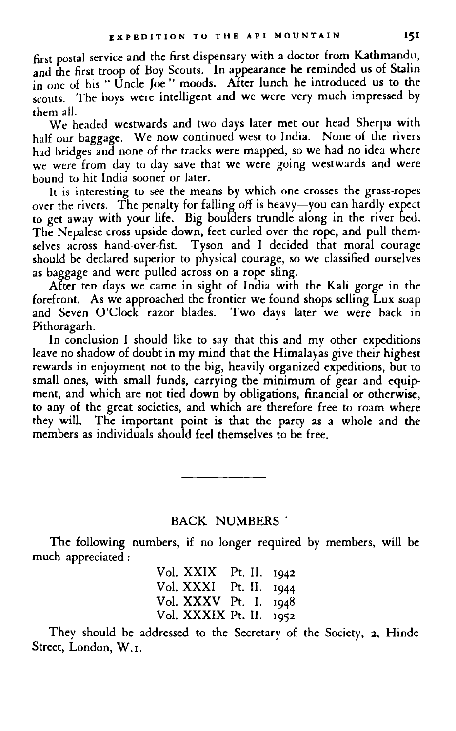first postal service and the first dispensary with a doctor from Kathmandu, and the first troop of Boy Scouts. In appearance he reminded us of Stalin in one of his " Uncle Joe " moods. After lunch he introduced us to the scouts. The boys were intelligent and we were very much impressed by them all.

We headed westwards and two days later met our head Sherpa with half our baggage. We now continued west to India. None of the rivers had bridges and none of the tracks were mapped, so we had no idea where we were from day to day save that we were going westwards and were bound to hit India sooner or later.

It is interesting to see the means by which one crosses the grass-ropes over the rivers. The penalty for falling off is heavy—you can hardly expect to get away with your life. Big boulders trundle along in the river bed. The Nepalese cross upside down, feet curled over the rope, and pull themselves across hand-over-fist. Tyson and I decided that moral courage should be declared superior to physical courage, so we classified ourselves as baggage and were pulled across on a rope sling.

After ten days we came in sight of India with the Kali gorge in the forefront. As we approached the frontier we found shops selling Lux soap and Seven O'Clock razor blades. Two days later we were back in Pithoragarh.

In conclusion I should like to say that this and my other expeditions leave no shadow of doubt in my mind that the Himalayas give their highest rewards in enjoyment not to the big, heavily organized expeditions, but to small ones, with small funds, carrying the minimum of gear and equipment, and which are not tied down by obligations, financial or otherwise, to any of the great societies, and which are therefore free to roam where they will. The important point is that the party as a whole and the members as individuals should feel themselves to be free.

---

## BACK NUMBERS

The following numbers, if no longer required by members, will be much appreciated :

Vol. XXIX Pt. II. 1942
Vol. XXXI Pt. II. 1944
Vol. XXXV Pt. I. 1948
Vol. XXXIX Pt. II. 1952

They should be addressed to the Secretary of the Society, 2, Hinde Street, London, W.1.